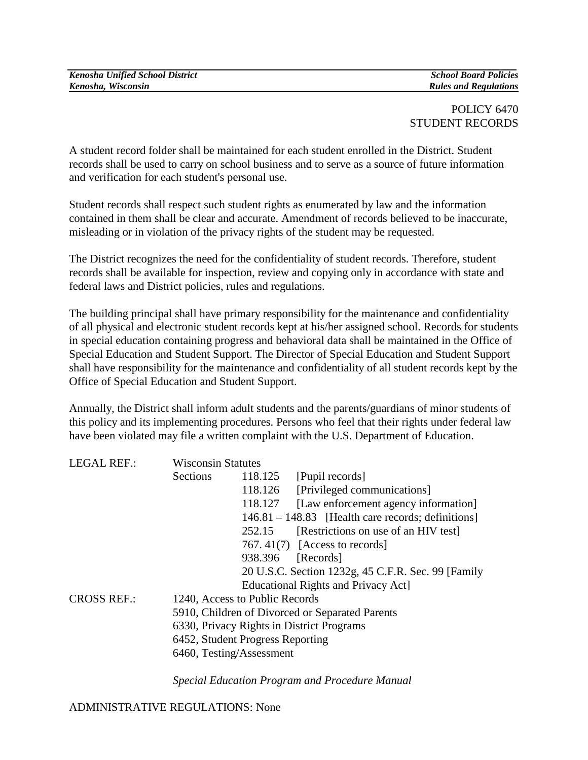POLICY 6470
STUDENT RECORDS

A student record folder shall be maintained for each student enrolled in the District. Student records shall be used to carry on school business and to serve as a source of future information and verification for each student's personal use.

Student records shall respect such student rights as enumerated by law and the information contained in them shall be clear and accurate. Amendment of records believed to be inaccurate, misleading or in violation of the privacy rights of the student may be requested.

The District recognizes the need for the confidentiality of student records. Therefore, student records shall be available for inspection, review and copying only in accordance with state and federal laws and District policies, rules and regulations.

The building principal shall have primary responsibility for the maintenance and confidentiality of all physical and electronic student records kept at his/her assigned school. Records for students in special education containing progress and behavioral data shall be maintained in the Office of Special Education and Student Support. The Director of Special Education and Student Support shall have responsibility for the maintenance and confidentiality of all student records kept by the Office of Special Education and Student Support.

Annually, the District shall inform adult students and the parents/guardians of minor students of this policy and its implementing procedures. Persons who feel that their rights under federal law have been violated may file a written complaint with the U.S. Department of Education.

LEGAL REF.: Wisconsin Statutes
Sections
- 118.125 [Pupil records]
- 118.126 [Privileged communications]
- 118.127 [Law enforcement agency information]
- 146.81 – 148.83 [Health care records; definitions]
- 252.15 [Restrictions on use of an HIV test]
- 767. 41(7) [Access to records]
- 938.396 [Records]
- 20 U.S.C. Section 1232g, 45 C.F.R. Sec. 99 [Family Educational Rights and Privacy Act]

CROSS REF.:
- 1240, Access to Public Records
- 5910, Children of Divorced or Separated Parents
- 6330, Privacy Rights in District Programs
- 6452, Student Progress Reporting
- 6460, Testing/Assessment

*Special Education Program and Procedure Manual*

ADMINISTRATIVE REGULATIONS: None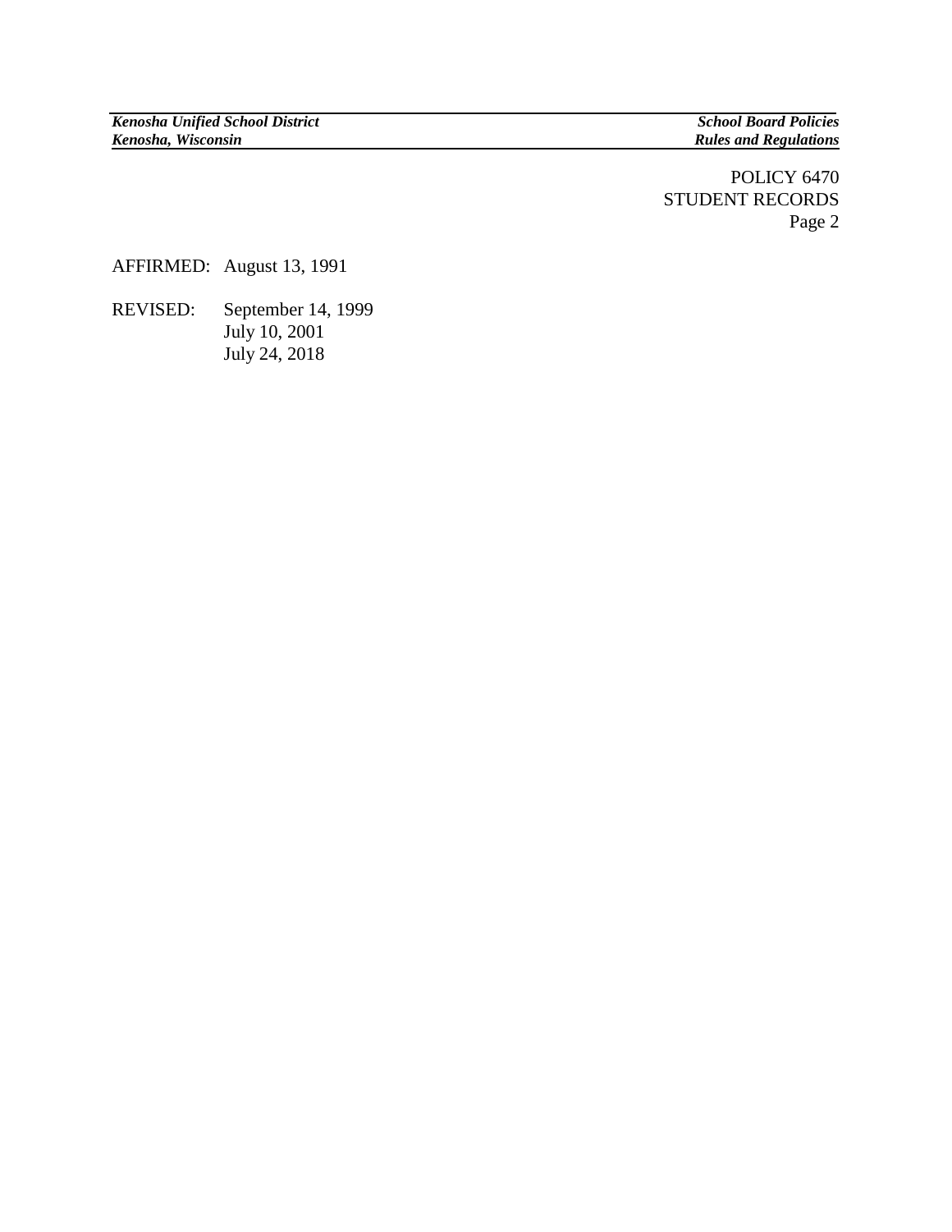AFFIRMED: August 13, 1991

REVISED: September 14, 1999
July 10, 2001
July 24, 2018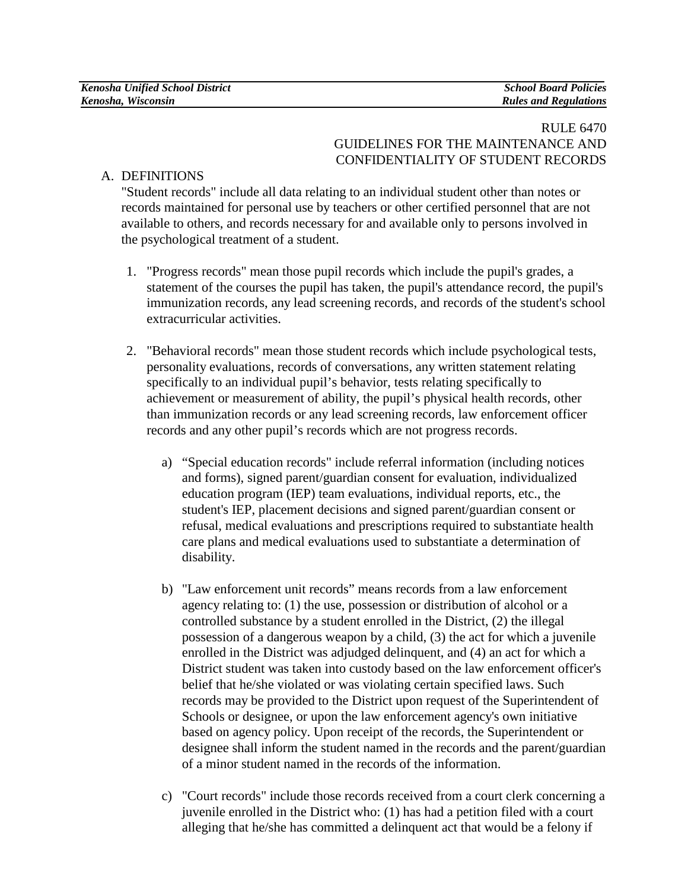RULE 6470
GUIDELINES FOR THE MAINTENANCE AND CONFIDENTIALITY OF STUDENT RECORDS

A. DEFINITIONS

"Student records" include all data relating to an individual student other than notes or records maintained for personal use by teachers or other certified personnel that are not available to others, and records necessary for and available only to persons involved in the psychological treatment of a student.

1. "Progress records" mean those pupil records which include the pupil's grades, a statement of the courses the pupil has taken, the pupil's attendance record, the pupil's immunization records, any lead screening records, and records of the student's school extracurricular activities.

2. "Behavioral records" mean those student records which include psychological tests, personality evaluations, records of conversations, any written statement relating specifically to an individual pupil's behavior, tests relating specifically to achievement or measurement of ability, the pupil's physical health records, other than immunization records or any lead screening records, law enforcement officer records and any other pupil's records which are not progress records.

   a) "Special education records" include referral information (including notices and forms), signed parent/guardian consent for evaluation, individualized education program (IEP) team evaluations, individual reports, etc., the student's IEP, placement decisions and signed parent/guardian consent or refusal, medical evaluations and prescriptions required to substantiate health care plans and medical evaluations used to substantiate a determination of disability.

   b) "Law enforcement unit records" means records from a law enforcement agency relating to: (1) the use, possession or distribution of alcohol or a controlled substance by a student enrolled in the District, (2) the illegal possession of a dangerous weapon by a child, (3) the act for which a juvenile enrolled in the District was adjudged delinquent, and (4) an act for which a District student was taken into custody based on the law enforcement officer's belief that he/she violated or was violating certain specified laws. Such records may be provided to the District upon request of the Superintendent of Schools or designee, or upon the law enforcement agency's own initiative based on agency policy. Upon receipt of the records, the Superintendent or designee shall inform the student named in the records and the parent/guardian of a minor student named in the records of the information.

   c) "Court records" include those records received from a court clerk concerning a juvenile enrolled in the District who: (1) has had a petition filed with a court alleging that he/she has committed a delinquent act that would be a felony if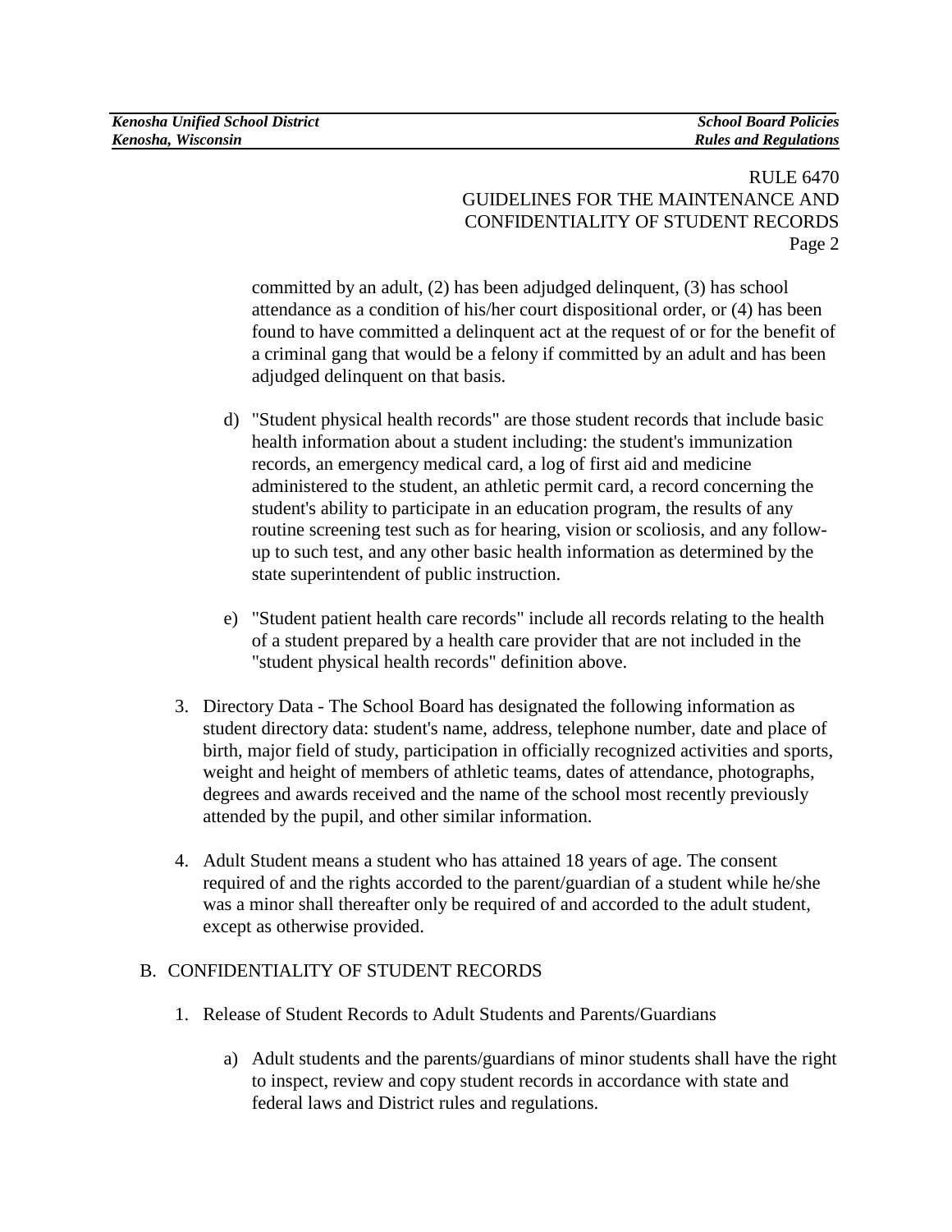committed by an adult, (2) has been adjudged delinquent, (3) has school attendance as a condition of his/her court dispositional order, or (4) has been found to have committed a delinquent act at the request of or for the benefit of a criminal gang that would be a felony if committed by an adult and has been adjudged delinquent on that basis.

   d) "Student physical health records" are those student records that include basic health information about a student including: the student's immunization records, an emergency medical card, a log of first aid and medicine administered to the student, an athletic permit card, a record concerning the student's ability to participate in an education program, the results of any routine screening test such as for hearing, vision or scoliosis, and any follow-up to such test, and any other basic health information as determined by the state superintendent of public instruction.

   e) "Student patient health care records" include all records relating to the health of a student prepared by a health care provider that are not included in the "student physical health records" definition above.

3. Directory Data - The School Board has designated the following information as student directory data: student's name, address, telephone number, date and place of birth, major field of study, participation in officially recognized activities and sports, weight and height of members of athletic teams, dates of attendance, photographs, degrees and awards received and the name of the school most recently previously attended by the pupil, and other similar information.

4. Adult Student means a student who has attained 18 years of age. The consent required of and the rights accorded to the parent/guardian of a student while he/she was a minor shall thereafter only be required of and accorded to the adult student, except as otherwise provided.

## B. CONFIDENTIALITY OF STUDENT RECORDS

1. Release of Student Records to Adult Students and Parents/Guardians

   a) Adult students and the parents/guardians of minor students shall have the right to inspect, review and copy student records in accordance with state and federal laws and District rules and regulations.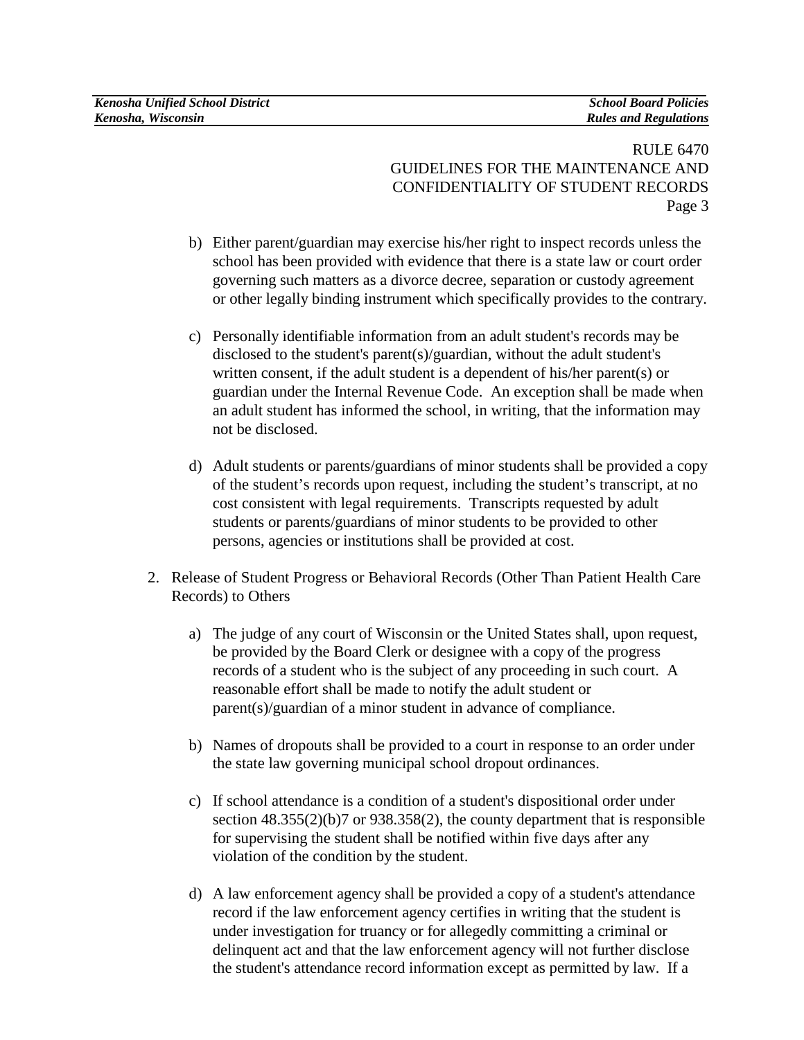b) Either parent/guardian may exercise his/her right to inspect records unless the school has been provided with evidence that there is a state law or court order governing such matters as a divorce decree, separation or custody agreement or other legally binding instrument which specifically provides to the contrary.

c) Personally identifiable information from an adult student's records may be disclosed to the student's parent(s)/guardian, without the adult student's written consent, if the adult student is a dependent of his/her parent(s) or guardian under the Internal Revenue Code. An exception shall be made when an adult student has informed the school, in writing, that the information may not be disclosed.

d) Adult students or parents/guardians of minor students shall be provided a copy of the student’s records upon request, including the student’s transcript, at no cost consistent with legal requirements. Transcripts requested by adult students or parents/guardians of minor students to be provided to other persons, agencies or institutions shall be provided at cost.

2. Release of Student Progress or Behavioral Records (Other Than Patient Health Care Records) to Others

   a) The judge of any court of Wisconsin or the United States shall, upon request, be provided by the Board Clerk or designee with a copy of the progress records of a student who is the subject of any proceeding in such court. A reasonable effort shall be made to notify the adult student or parent(s)/guardian of a minor student in advance of compliance.

   b) Names of dropouts shall be provided to a court in response to an order under the state law governing municipal school dropout ordinances.

   c) If school attendance is a condition of a student's dispositional order under section 48.355(2)(b)7 or 938.358(2), the county department that is responsible for supervising the student shall be notified within five days after any violation of the condition by the student.

   d) A law enforcement agency shall be provided a copy of a student's attendance record if the law enforcement agency certifies in writing that the student is under investigation for truancy or for allegedly committing a criminal or delinquent act and that the law enforcement agency will not further disclose the student's attendance record information except as permitted by law. If a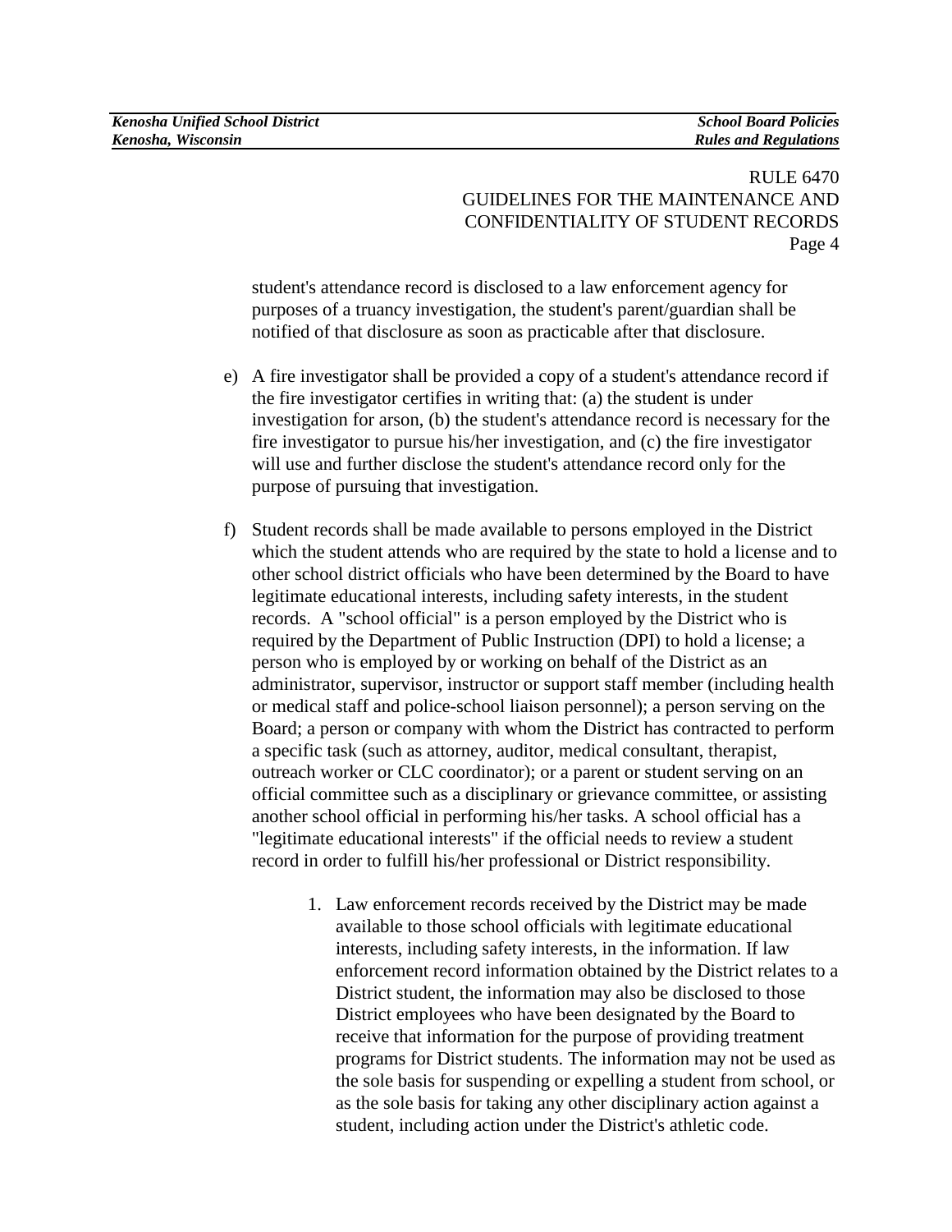student's attendance record is disclosed to a law enforcement agency for purposes of a truancy investigation, the student's parent/guardian shall be notified of that disclosure as soon as practicable after that disclosure.

e) A fire investigator shall be provided a copy of a student's attendance record if the fire investigator certifies in writing that: (a) the student is under investigation for arson, (b) the student's attendance record is necessary for the fire investigator to pursue his/her investigation, and (c) the fire investigator will use and further disclose the student's attendance record only for the purpose of pursuing that investigation.

f) Student records shall be made available to persons employed in the District which the student attends who are required by the state to hold a license and to other school district officials who have been determined by the Board to have legitimate educational interests, including safety interests, in the student records. A "school official" is a person employed by the District who is required by the Department of Public Instruction (DPI) to hold a license; a person who is employed by or working on behalf of the District as an administrator, supervisor, instructor or support staff member (including health or medical staff and police-school liaison personnel); a person serving on the Board; a person or company with whom the District has contracted to perform a specific task (such as attorney, auditor, medical consultant, therapist, outreach worker or CLC coordinator); or a parent or student serving on an official committee such as a disciplinary or grievance committee, or assisting another school official in performing his/her tasks. A school official has a "legitimate educational interests" if the official needs to review a student record in order to fulfill his/her professional or District responsibility.

   1. Law enforcement records received by the District may be made available to those school officials with legitimate educational interests, including safety interests, in the information. If law enforcement record information obtained by the District relates to a District student, the information may also be disclosed to those District employees who have been designated by the Board to receive that information for the purpose of providing treatment programs for District students. The information may not be used as the sole basis for suspending or expelling a student from school, or as the sole basis for taking any other disciplinary action against a student, including action under the District's athletic code.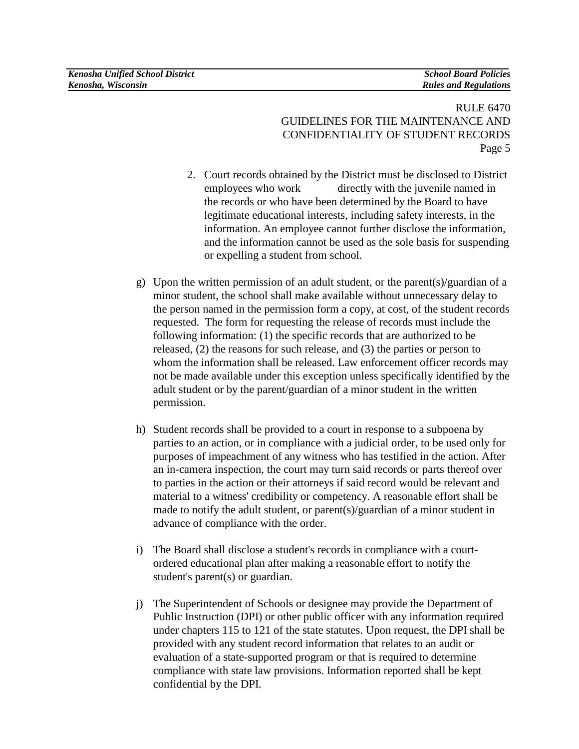2. Court records obtained by the District must be disclosed to District employees who work directly with the juvenile named in the records or who have been determined by the Board to have legitimate educational interests, including safety interests, in the information. An employee cannot further disclose the information, and the information cannot be used as the sole basis for suspending or expelling a student from school.

g) Upon the written permission of an adult student, or the parent(s)/guardian of a minor student, the school shall make available without unnecessary delay to the person named in the permission form a copy, at cost, of the student records requested. The form for requesting the release of records must include the following information: (1) the specific records that are authorized to be released, (2) the reasons for such release, and (3) the parties or person to whom the information shall be released. Law enforcement officer records may not be made available under this exception unless specifically identified by the adult student or by the parent/guardian of a minor student in the written permission.

h) Student records shall be provided to a court in response to a subpoena by parties to an action, or in compliance with a judicial order, to be used only for purposes of impeachment of any witness who has testified in the action. After an in-camera inspection, the court may turn said records or parts thereof over to parties in the action or their attorneys if said record would be relevant and material to a witness' credibility or competency. A reasonable effort shall be made to notify the adult student, or parent(s)/guardian of a minor student in advance of compliance with the order.

i) The Board shall disclose a student's records in compliance with a court-ordered educational plan after making a reasonable effort to notify the student's parent(s) or guardian.

j) The Superintendent of Schools or designee may provide the Department of Public Instruction (DPI) or other public officer with any information required under chapters 115 to 121 of the state statutes. Upon request, the DPI shall be provided with any student record information that relates to an audit or evaluation of a state-supported program or that is required to determine compliance with state law provisions. Information reported shall be kept confidential by the DPI.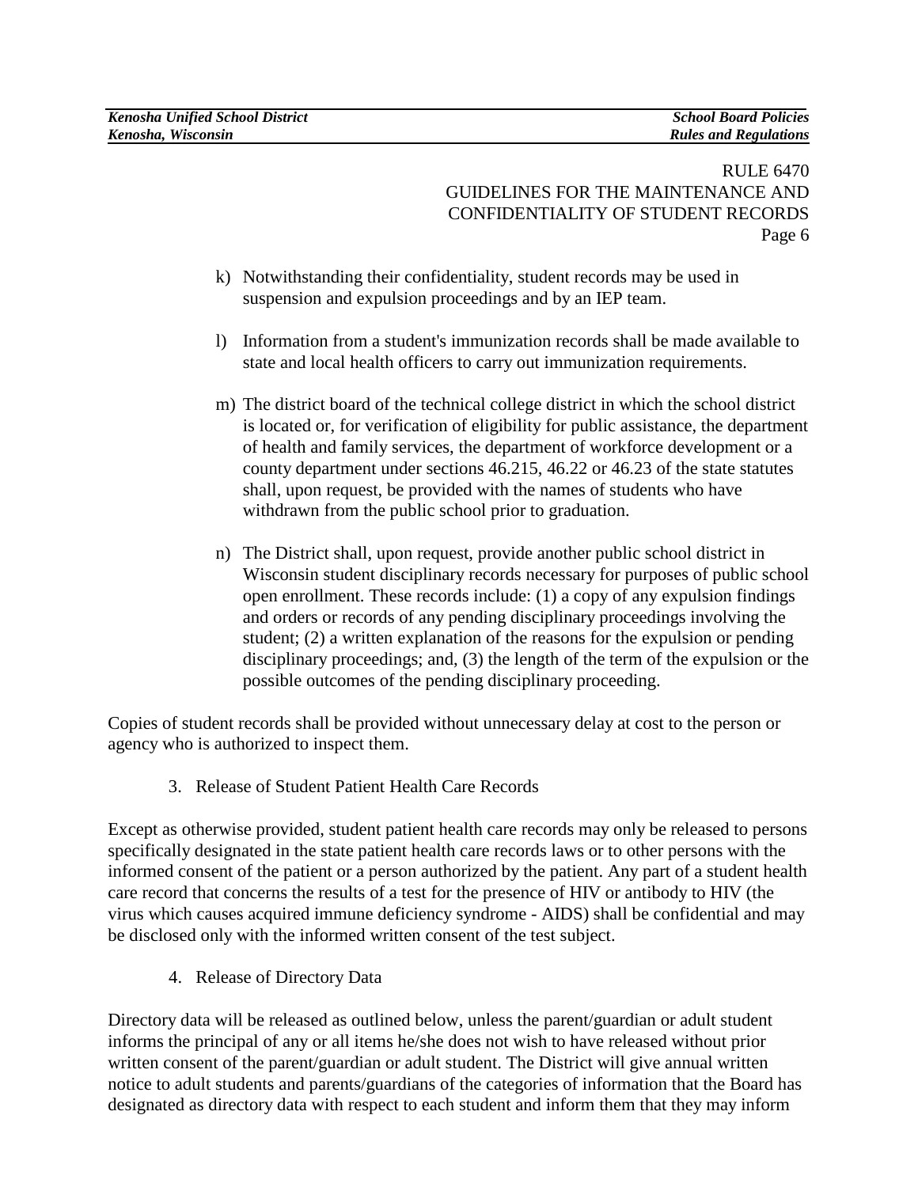k) Notwithstanding their confidentiality, student records may be used in suspension and expulsion proceedings and by an IEP team.

l) Information from a student's immunization records shall be made available to state and local health officers to carry out immunization requirements.

m) The district board of the technical college district in which the school district is located or, for verification of eligibility for public assistance, the department of health and family services, the department of workforce development or a county department under sections 46.215, 46.22 or 46.23 of the state statutes shall, upon request, be provided with the names of students who have withdrawn from the public school prior to graduation.

n) The District shall, upon request, provide another public school district in Wisconsin student disciplinary records necessary for purposes of public school open enrollment. These records include: (1) a copy of any expulsion findings and orders or records of any pending disciplinary proceedings involving the student; (2) a written explanation of the reasons for the expulsion or pending disciplinary proceedings; and, (3) the length of the term of the expulsion or the possible outcomes of the pending disciplinary proceeding.

Copies of student records shall be provided without unnecessary delay at cost to the person or agency who is authorized to inspect them.

3. Release of Student Patient Health Care Records

Except as otherwise provided, student patient health care records may only be released to persons specifically designated in the state patient health care records laws or to other persons with the informed consent of the patient or a person authorized by the patient. Any part of a student health care record that concerns the results of a test for the presence of HIV or antibody to HIV (the virus which causes acquired immune deficiency syndrome - AIDS) shall be confidential and may be disclosed only with the informed written consent of the test subject.

4. Release of Directory Data

Directory data will be released as outlined below, unless the parent/guardian or adult student informs the principal of any or all items he/she does not wish to have released without prior written consent of the parent/guardian or adult student. The District will give annual written notice to adult students and parents/guardians of the categories of information that the Board has designated as directory data with respect to each student and inform them that they may inform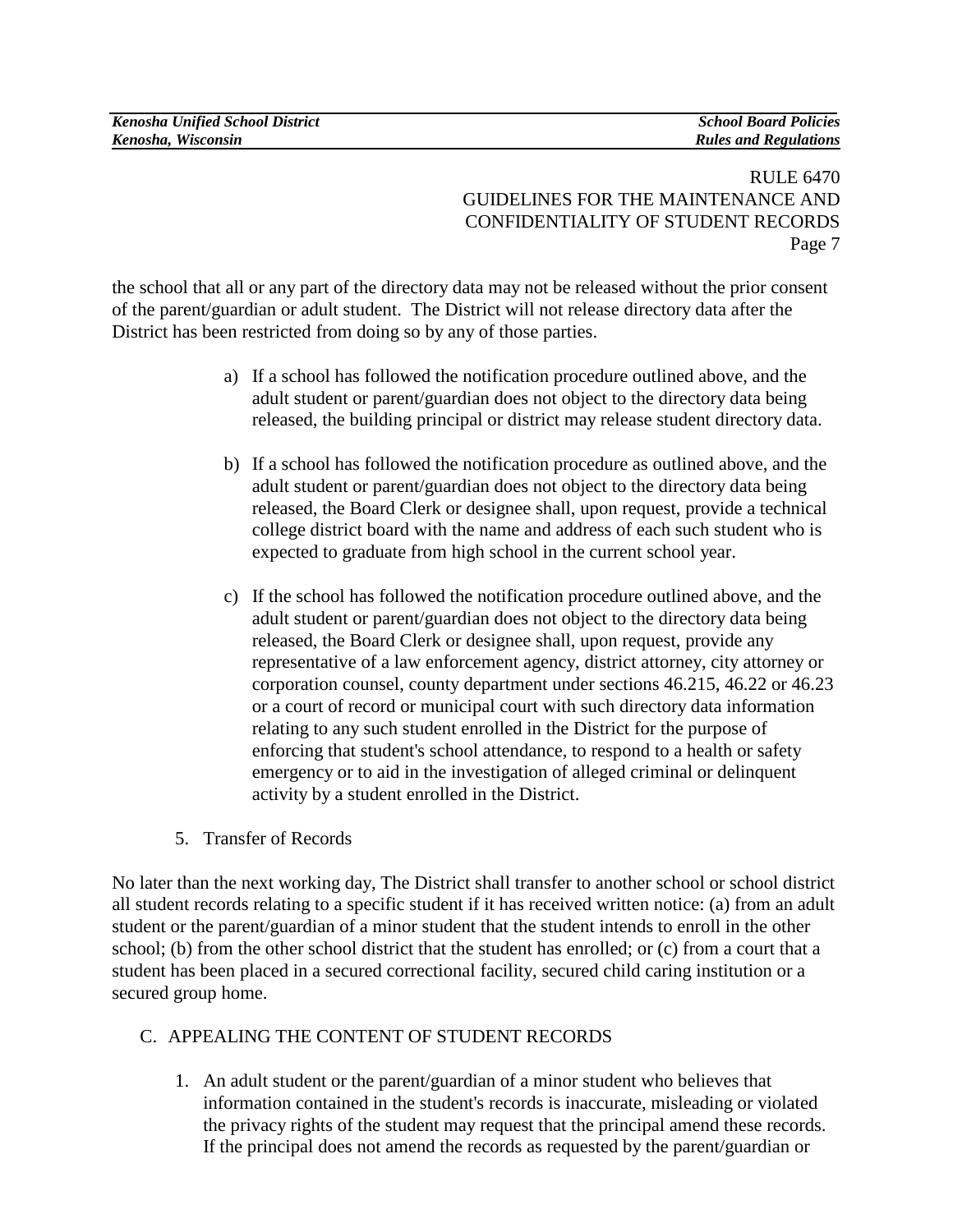the school that all or any part of the directory data may not be released without the prior consent of the parent/guardian or adult student. The District will not release directory data after the District has been restricted from doing so by any of those parties.

a) If a school has followed the notification procedure outlined above, and the adult student or parent/guardian does not object to the directory data being released, the building principal or district may release student directory data.

b) If a school has followed the notification procedure as outlined above, and the adult student or parent/guardian does not object to the directory data being released, the Board Clerk or designee shall, upon request, provide a technical college district board with the name and address of each such student who is expected to graduate from high school in the current school year.

c) If the school has followed the notification procedure outlined above, and the adult student or parent/guardian does not object to the directory data being released, the Board Clerk or designee shall, upon request, provide any representative of a law enforcement agency, district attorney, city attorney or corporation counsel, county department under sections 46.215, 46.22 or 46.23 or a court of record or municipal court with such directory data information relating to any such student enrolled in the District for the purpose of enforcing that student's school attendance, to respond to a health or safety emergency or to aid in the investigation of alleged criminal or delinquent activity by a student enrolled in the District.

5. Transfer of Records

No later than the next working day, The District shall transfer to another school or school district all student records relating to a specific student if it has received written notice: (a) from an adult student or the parent/guardian of a minor student that the student intends to enroll in the other school; (b) from the other school district that the student has enrolled; or (c) from a court that a student has been placed in a secured correctional facility, secured child caring institution or a secured group home.

C. APPEALING THE CONTENT OF STUDENT RECORDS

1. An adult student or the parent/guardian of a minor student who believes that information contained in the student's records is inaccurate, misleading or violated the privacy rights of the student may request that the principal amend these records. If the principal does not amend the records as requested by the parent/guardian or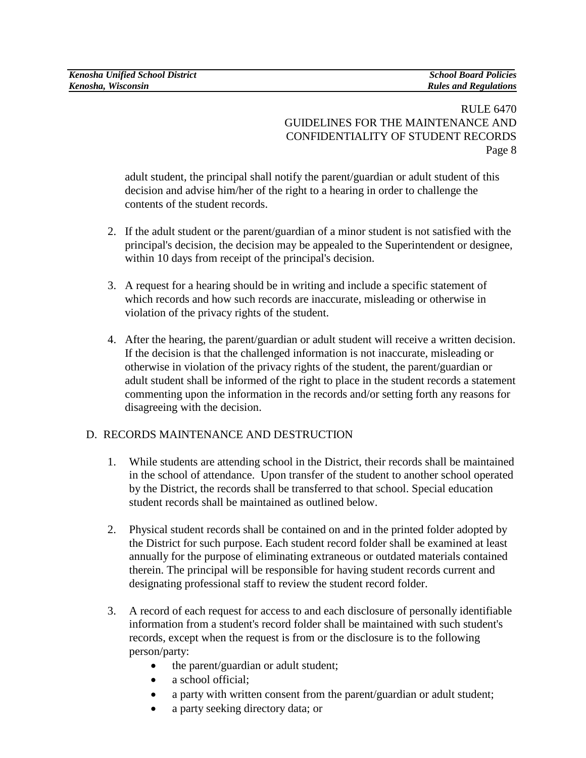adult student, the principal shall notify the parent/guardian or adult student of this decision and advise him/her of the right to a hearing in order to challenge the contents of the student records.

2. If the adult student or the parent/guardian of a minor student is not satisfied with the principal's decision, the decision may be appealed to the Superintendent or designee, within 10 days from receipt of the principal's decision.

3. A request for a hearing should be in writing and include a specific statement of which records and how such records are inaccurate, misleading or otherwise in violation of the privacy rights of the student.

4. After the hearing, the parent/guardian or adult student will receive a written decision. If the decision is that the challenged information is not inaccurate, misleading or otherwise in violation of the privacy rights of the student, the parent/guardian or adult student shall be informed of the right to place in the student records a statement commenting upon the information in the records and/or setting forth any reasons for disagreeing with the decision.

D. RECORDS MAINTENANCE AND DESTRUCTION

1. While students are attending school in the District, their records shall be maintained in the school of attendance. Upon transfer of the student to another school operated by the District, the records shall be transferred to that school. Special education student records shall be maintained as outlined below.

2. Physical student records shall be contained on and in the printed folder adopted by the District for such purpose. Each student record folder shall be examined at least annually for the purpose of eliminating extraneous or outdated materials contained therein. The principal will be responsible for having student records current and designating professional staff to review the student record folder.

3. A record of each request for access to and each disclosure of personally identifiable information from a student's record folder shall be maintained with such student's records, except when the request is from or the disclosure is to the following person/party:
   - the parent/guardian or adult student;
   - a school official;
   - a party with written consent from the parent/guardian or adult student;
   - a party seeking directory data; or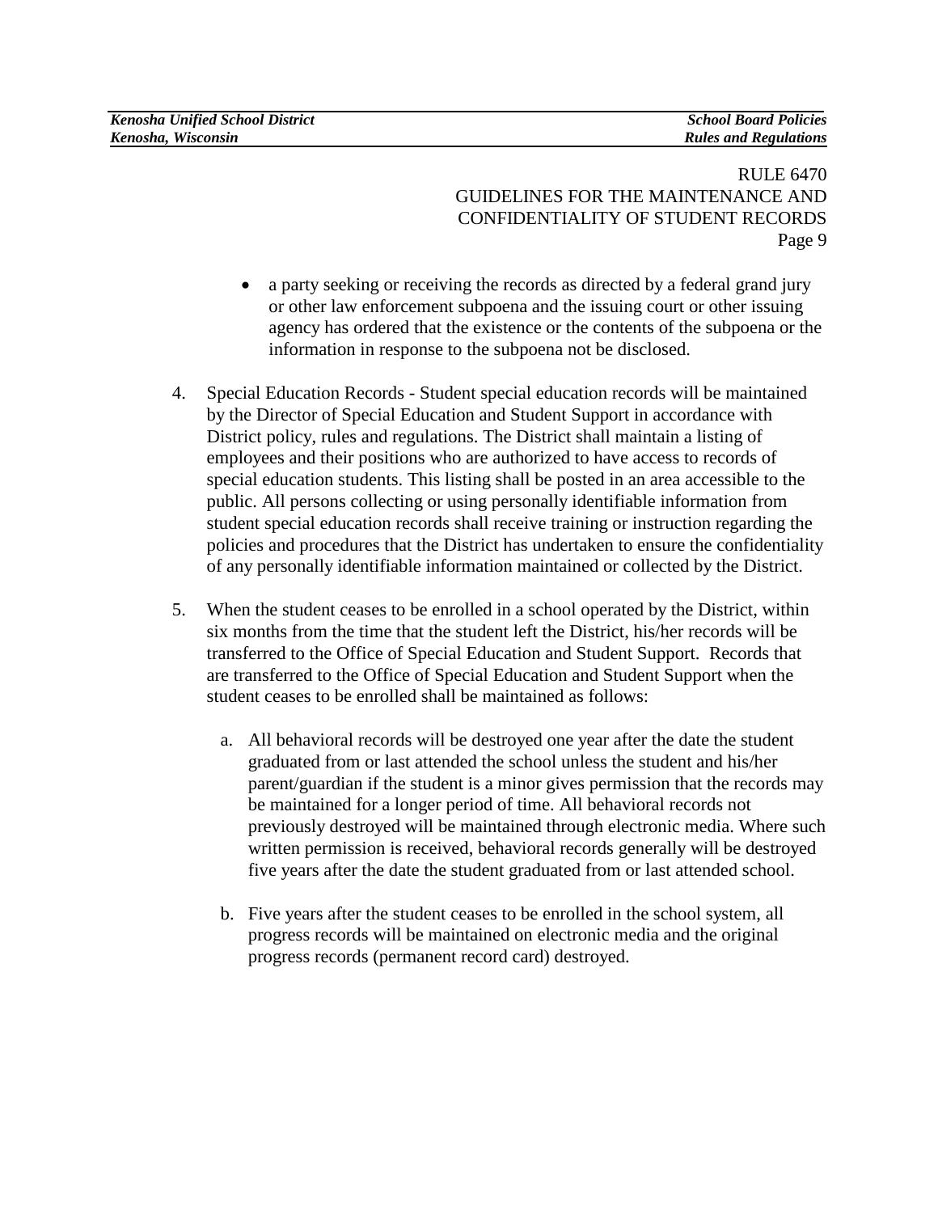- a party seeking or receiving the records as directed by a federal grand jury or other law enforcement subpoena and the issuing court or other issuing agency has ordered that the existence or the contents of the subpoena or the information in response to the subpoena not be disclosed.

4. Special Education Records - Student special education records will be maintained by the Director of Special Education and Student Support in accordance with District policy, rules and regulations. The District shall maintain a listing of employees and their positions who are authorized to have access to records of special education students. This listing shall be posted in an area accessible to the public. All persons collecting or using personally identifiable information from student special education records shall receive training or instruction regarding the policies and procedures that the District has undertaken to ensure the confidentiality of any personally identifiable information maintained or collected by the District.

5. When the student ceases to be enrolled in a school operated by the District, within six months from the time that the student left the District, his/her records will be transferred to the Office of Special Education and Student Support. Records that are transferred to the Office of Special Education and Student Support when the student ceases to be enrolled shall be maintained as follows:

   a. All behavioral records will be destroyed one year after the date the student graduated from or last attended the school unless the student and his/her parent/guardian if the student is a minor gives permission that the records may be maintained for a longer period of time. All behavioral records not previously destroyed will be maintained through electronic media. Where such written permission is received, behavioral records generally will be destroyed five years after the date the student graduated from or last attended school.

   b. Five years after the student ceases to be enrolled in the school system, all progress records will be maintained on electronic media and the original progress records (permanent record card) destroyed.